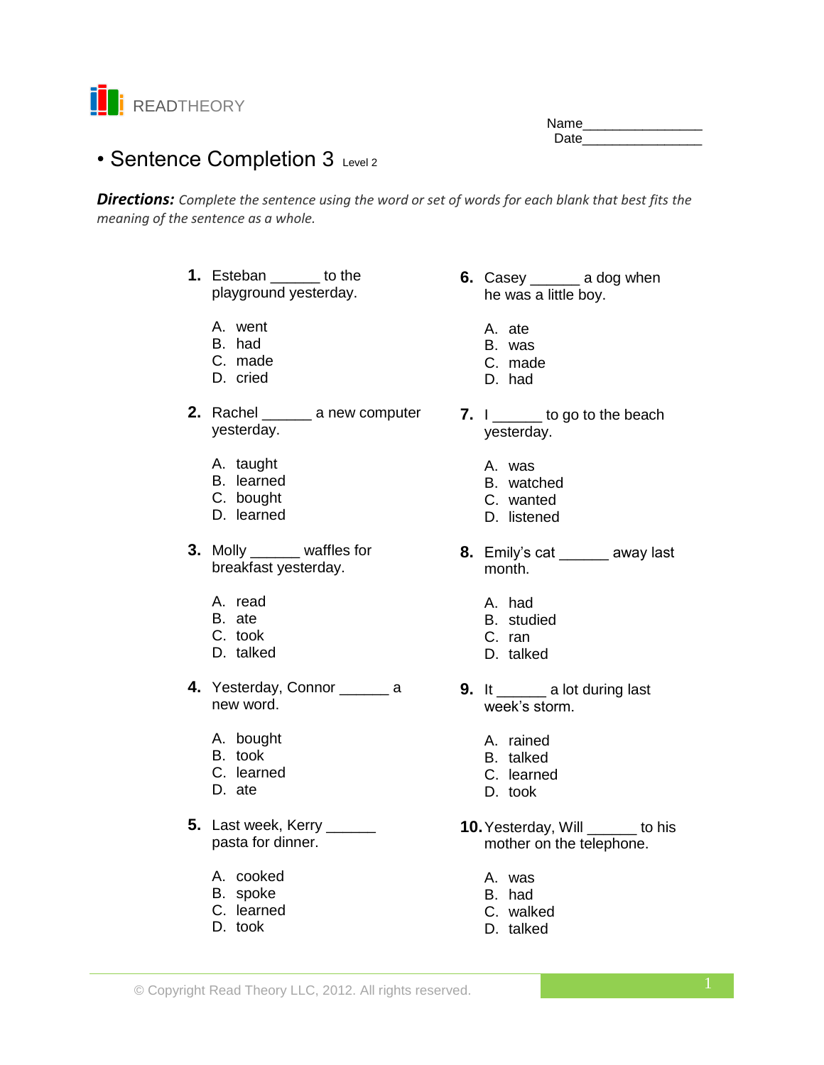READTHEORY

Name_______________
Date_______________

# Sentence Completion 3 Level 2

***Directions:*** *Complete the sentence using the word or set of words for each blank that best fits the meaning of the sentence as a whole.*

**1.** Esteban ______ to the playground yesterday.

A. went
B. had
C. made
D. cried

**2.** Rachel ______ a new computer yesterday.

A. taught
B. learned
C. bought
D. learned

**3.** Molly ______ waffles for breakfast yesterday.

A. read
B. ate
C. took
D. talked

**4.** Yesterday, Connor ______ a new word.

A. bought
B. took
C. learned
D. ate

**5.** Last week, Kerry ______ pasta for dinner.

A. cooked
B. spoke
C. learned
D. took

**6.** Casey ______ a dog when he was a little boy.

A. ate
B. was
C. made
D. had

**7.** I ______ to go to the beach yesterday.

A. was
B. watched
C. wanted
D. listened

**8.** Emily's cat ______ away last month.

A. had
B. studied
C. ran
D. talked

**9.** It ______ a lot during last week's storm.

A. rained
B. talked
C. learned
D. took

**10.** Yesterday, Will ______ to his mother on the telephone.

A. was
B. had
C. walked
D. talked

© Copyright Read Theory LLC, 2012. All rights reserved.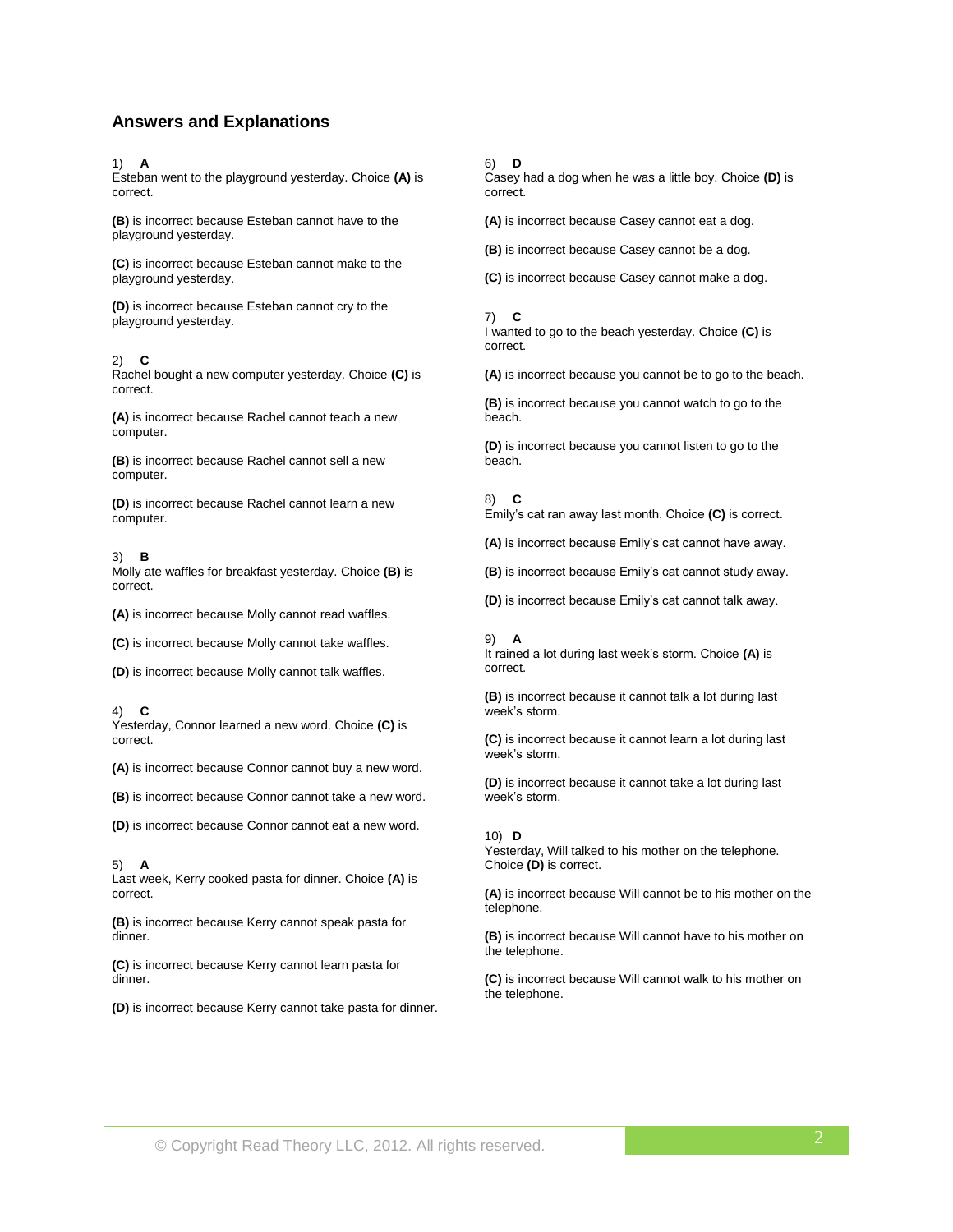## Answers and Explanations

1) **A**
Esteban went to the playground yesterday. Choice **(A)** is correct.

**(B)** is incorrect because Esteban cannot have to the playground yesterday.

**(C)** is incorrect because Esteban cannot make to the playground yesterday.

**(D)** is incorrect because Esteban cannot cry to the playground yesterday.

2) **C**
Rachel bought a new computer yesterday. Choice **(C)** is correct.

**(A)** is incorrect because Rachel cannot teach a new computer.

**(B)** is incorrect because Rachel cannot sell a new computer.

**(D)** is incorrect because Rachel cannot learn a new computer.

3) **B**
Molly ate waffles for breakfast yesterday. Choice **(B)** is correct.

**(A)** is incorrect because Molly cannot read waffles.

**(C)** is incorrect because Molly cannot take waffles.

**(D)** is incorrect because Molly cannot talk waffles.

4) **C**
Yesterday, Connor learned a new word. Choice **(C)** is correct.

**(A)** is incorrect because Connor cannot buy a new word.

**(B)** is incorrect because Connor cannot take a new word.

**(D)** is incorrect because Connor cannot eat a new word.

5) **A**
Last week, Kerry cooked pasta for dinner. Choice **(A)** is correct.

**(B)** is incorrect because Kerry cannot speak pasta for dinner.

**(C)** is incorrect because Kerry cannot learn pasta for dinner.

**(D)** is incorrect because Kerry cannot take pasta for dinner.

6) **D**
Casey had a dog when he was a little boy. Choice **(D)** is correct.

**(A)** is incorrect because Casey cannot eat a dog.

**(B)** is incorrect because Casey cannot be a dog.

**(C)** is incorrect because Casey cannot make a dog.

7) **C**
I wanted to go to the beach yesterday. Choice **(C)** is correct.

**(A)** is incorrect because you cannot be to go to the beach.

**(B)** is incorrect because you cannot watch to go to the beach.

**(D)** is incorrect because you cannot listen to go to the beach.

8) **C**
Emily's cat ran away last month. Choice **(C)** is correct.

**(A)** is incorrect because Emily's cat cannot have away.

**(B)** is incorrect because Emily's cat cannot study away.

**(D)** is incorrect because Emily's cat cannot talk away.

9) **A**
It rained a lot during last week's storm. Choice **(A)** is correct.

**(B)** is incorrect because it cannot talk a lot during last week's storm.

**(C)** is incorrect because it cannot learn a lot during last week's storm.

**(D)** is incorrect because it cannot take a lot during last week's storm.

10) **D**
Yesterday, Will talked to his mother on the telephone. Choice **(D)** is correct.

**(A)** is incorrect because Will cannot be to his mother on the telephone.

**(B)** is incorrect because Will cannot have to his mother on the telephone.

**(C)** is incorrect because Will cannot walk to his mother on the telephone.

© Copyright Read Theory LLC, 2012. All rights reserved.